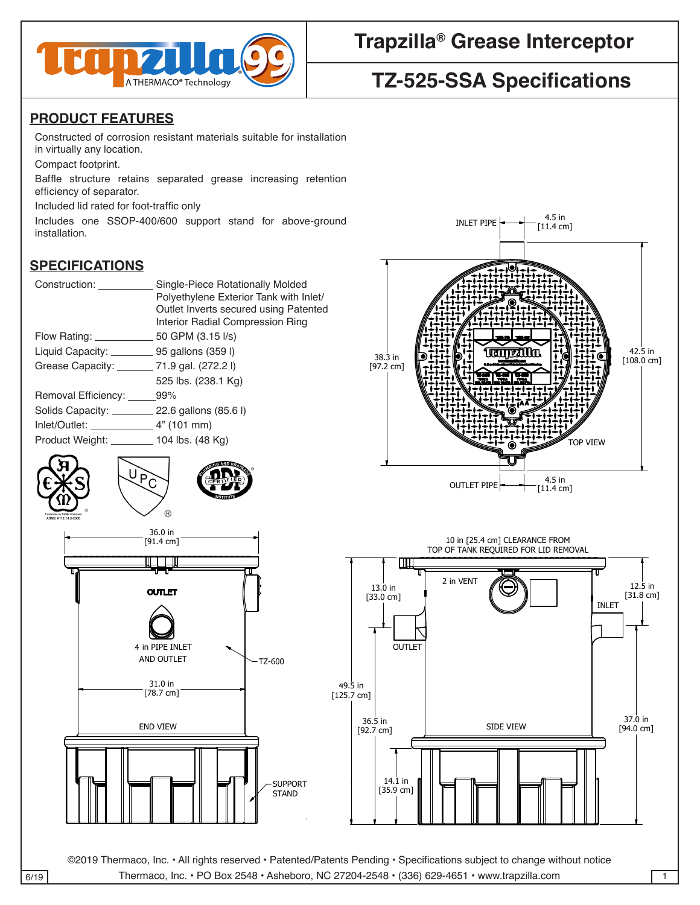# Trapzilla® Grease Interceptor

# TZ-525-SSA Specifications

## PRODUCT FEATURES

Constructed of corrosion resistant materials suitable for installation in virtually any location.

Compact footprint.

Baffle structure retains separated grease increasing retention efficiency of separator.

Included lid rated for foot-traffic only

Includes one SSOP-400/600 support stand for above-ground installation.

## SPECIFICATIONS

| | |
|---|---|
| Construction: | Single-Piece Rotationally Molded Polyethylene Exterior Tank with Inlet/ Outlet Inverts secured using Patented Interior Radial Compression Ring |
| Flow Rating: | 50 GPM (3.15 l/s) |
| Liquid Capacity: | 95 gallons (359 l) |
| Grease Capacity: | 71.9 gal. (272.2 l) 525 lbs. (238.1 Kg) |
| Removal Efficiency: | 99% |
| Solids Capacity: | 22.6 gallons (85.6 l) |
| Inlet/Outlet: | 4" (101 mm) |
| Product Weight: | 104 lbs. (48 Kg) |

Conforms to ASME Standard ASME A112.14.3-2000

INLET PIPE 4.5 in [11.4 cm]

38.3 in [97.2 cm]

42.5 in [108.0 cm]

TOP VIEW

OUTLET PIPE 4.5 in [11.4 cm]

36.0 in [91.4 cm]

OUTLET

4 in PIPE INLET AND OUTLET

TZ-600

31.0 in [78.7 cm]

END VIEW

SUPPORT STAND

10 in [25.4 cm] CLEARANCE FROM TOP OF TANK REQUIRED FOR LID REMOVAL

2 in VENT

13.0 in [33.0 cm]

12.5 in [31.8 cm]

INLET

OUTLET

49.5 in [125.7 cm]

36.5 in [92.7 cm]

SIDE VIEW

37.0 in [94.0 cm]

14.1 in [35.9 cm]

©2019 Thermaco, Inc. • All rights reserved • Patented/Patents Pending • Specifications subject to change without notice

Thermaco, Inc. • PO Box 2548 • Asheboro, NC 27204-2548 • (336) 629-4651 • www.trapzilla.com

6/19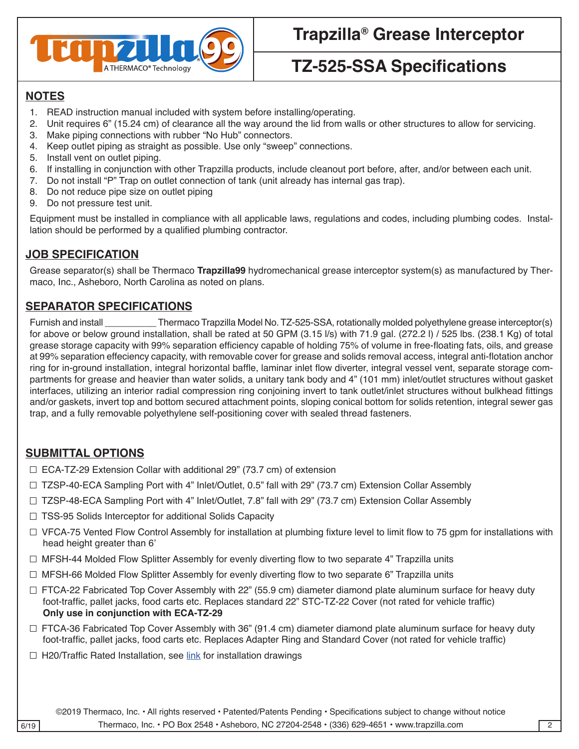# Trapzilla® Grease Interceptor

# TZ-525-SSA Specifications

## NOTES

1. READ instruction manual included with system before installing/operating.
2. Unit requires 6" (15.24 cm) of clearance all the way around the lid from walls or other structures to allow for servicing.
3. Make piping connections with rubber "No Hub" connectors.
4. Keep outlet piping as straight as possible. Use only "sweep" connections.
5. Install vent on outlet piping.
6. If installing in conjunction with other Trapzilla products, include cleanout port before, after, and/or between each unit.
7. Do not install "P" Trap on outlet connection of tank (unit already has internal gas trap).
8. Do not reduce pipe size on outlet piping
9. Do not pressure test unit.

Equipment must be installed in compliance with all applicable laws, regulations and codes, including plumbing codes. Installation should be performed by a qualified plumbing contractor.

## JOB SPECIFICATION

Grease separator(s) shall be Thermaco **Trapzilla99** hydromechanical grease interceptor system(s) as manufactured by Thermaco, Inc., Asheboro, North Carolina as noted on plans.

## SEPARATOR SPECIFICATIONS

Furnish and install __________ Thermaco Trapzilla Model No. TZ-525-SSA, rotationally molded polyethylene grease interceptor(s) for above or below ground installation, shall be rated at 50 GPM (3.15 l/s) with 71.9 gal. (272.2 l) / 525 lbs. (238.1 Kg) of total grease storage capacity with 99% separation efficiency capable of holding 75% of volume in free-floating fats, oils, and grease at 99% separation effeciency capacity, with removable cover for grease and solids removal access, integral anti-flotation anchor ring for in-ground installation, integral horizontal baffle, laminar inlet flow diverter, integral vessel vent, separate storage compartments for grease and heavier than water solids, a unitary tank body and 4" (101 mm) inlet/outlet structures without gasket interfaces, utilizing an interior radial compression ring conjoining invert to tank outlet/inlet structures without bulkhead fittings and/or gaskets, invert top and bottom secured attachment points, sloping conical bottom for solids retention, integral sewer gas trap, and a fully removable polyethylene self-positioning cover with sealed thread fasteners.

## SUBMITTAL OPTIONS

- ☐ ECA-TZ-29 Extension Collar with additional 29" (73.7 cm) of extension
- ☐ TZSP-40-ECA Sampling Port with 4" Inlet/Outlet, 0.5" fall with 29" (73.7 cm) Extension Collar Assembly
- ☐ TZSP-48-ECA Sampling Port with 4" Inlet/Outlet, 7.8" fall with 29" (73.7 cm) Extension Collar Assembly
- ☐ TSS-95 Solids Interceptor for additional Solids Capacity
- ☐ VFCA-75 Vented Flow Control Assembly for installation at plumbing fixture level to limit flow to 75 gpm for installations with head height greater than 6'
- ☐ MFSH-44 Molded Flow Splitter Assembly for evenly diverting flow to two separate 4" Trapzilla units
- ☐ MFSH-66 Molded Flow Splitter Assembly for evenly diverting flow to two separate 6" Trapzilla units
- ☐ FTCA-22 Fabricated Top Cover Assembly with 22" (55.9 cm) diameter diamond plate aluminum surface for heavy duty foot-traffic, pallet jacks, food carts etc. Replaces standard 22" STC-TZ-22 Cover (not rated for vehicle traffic)
  **Only use in conjunction with ECA-TZ-29**
- ☐ FTCA-36 Fabricated Top Cover Assembly with 36" (91.4 cm) diameter diamond plate aluminum surface for heavy duty foot-traffic, pallet jacks, food carts etc. Replaces Adapter Ring and Standard Cover (not rated for vehicle traffic)
- ☐ H20/Traffic Rated Installation, see link for installation drawings

©2019 Thermaco, Inc. • All rights reserved • Patented/Patents Pending • Specifications subject to change without notice
Thermaco, Inc. • PO Box 2548 • Asheboro, NC 27204-2548 • (336) 629-4651 • www.trapzilla.com